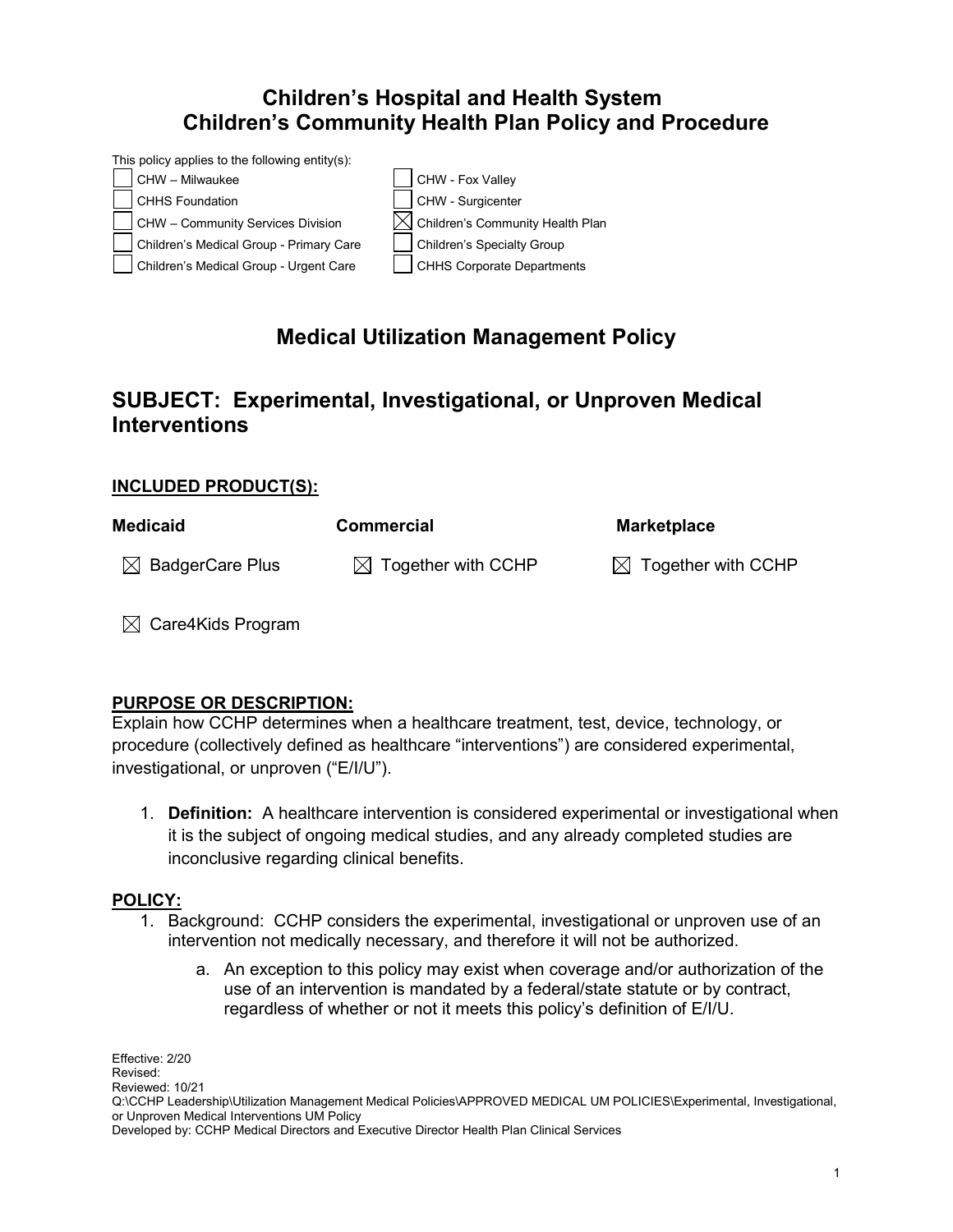# Children's Hospital and Health System
# Children's Community Health Plan Policy and Procedure

This policy applies to the following entity(s):

| | |
|---|---|
| ☐ CHW – Milwaukee | ☐ CHW - Fox Valley |
| ☐ CHHS Foundation | ☐ CHW - Surgicenter |
| ☐ CHW – Community Services Division | ☒ Children's Community Health Plan |
| ☐ Children's Medical Group - Primary Care | ☐ Children's Specialty Group |
| ☐ Children's Medical Group - Urgent Care | ☐ CHHS Corporate Departments |

## Medical Utilization Management Policy

## SUBJECT: Experimental, Investigational, or Unproven Medical Interventions

**INCLUDED PRODUCT(S):**

| Medicaid | Commercial | Marketplace |
|---|---|---|
| ☒ BadgerCare Plus | ☒ Together with CCHP | ☒ Together with CCHP |
| ☒ Care4Kids Program | | |

**PURPOSE OR DESCRIPTION:**

Explain how CCHP determines when a healthcare treatment, test, device, technology, or procedure (collectively defined as healthcare "interventions") are considered experimental, investigational, or unproven ("E/I/U").

1. **Definition:** A healthcare intervention is considered experimental or investigational when it is the subject of ongoing medical studies, and any already completed studies are inconclusive regarding clinical benefits.

**POLICY:**

1. Background: CCHP considers the experimental, investigational or unproven use of an intervention not medically necessary, and therefore it will not be authorized.
   a. An exception to this policy may exist when coverage and/or authorization of the use of an intervention is mandated by a federal/state statute or by contract, regardless of whether or not it meets this policy's definition of E/I/U.

Effective: 2/20
Revised:
Reviewed: 10/21
Q:\CCHP Leadership\Utilization Management Medical Policies\APPROVED MEDICAL UM POLICIES\Experimental, Investigational, or Unproven Medical Interventions UM Policy
Developed by: CCHP Medical Directors and Executive Director Health Plan Clinical Services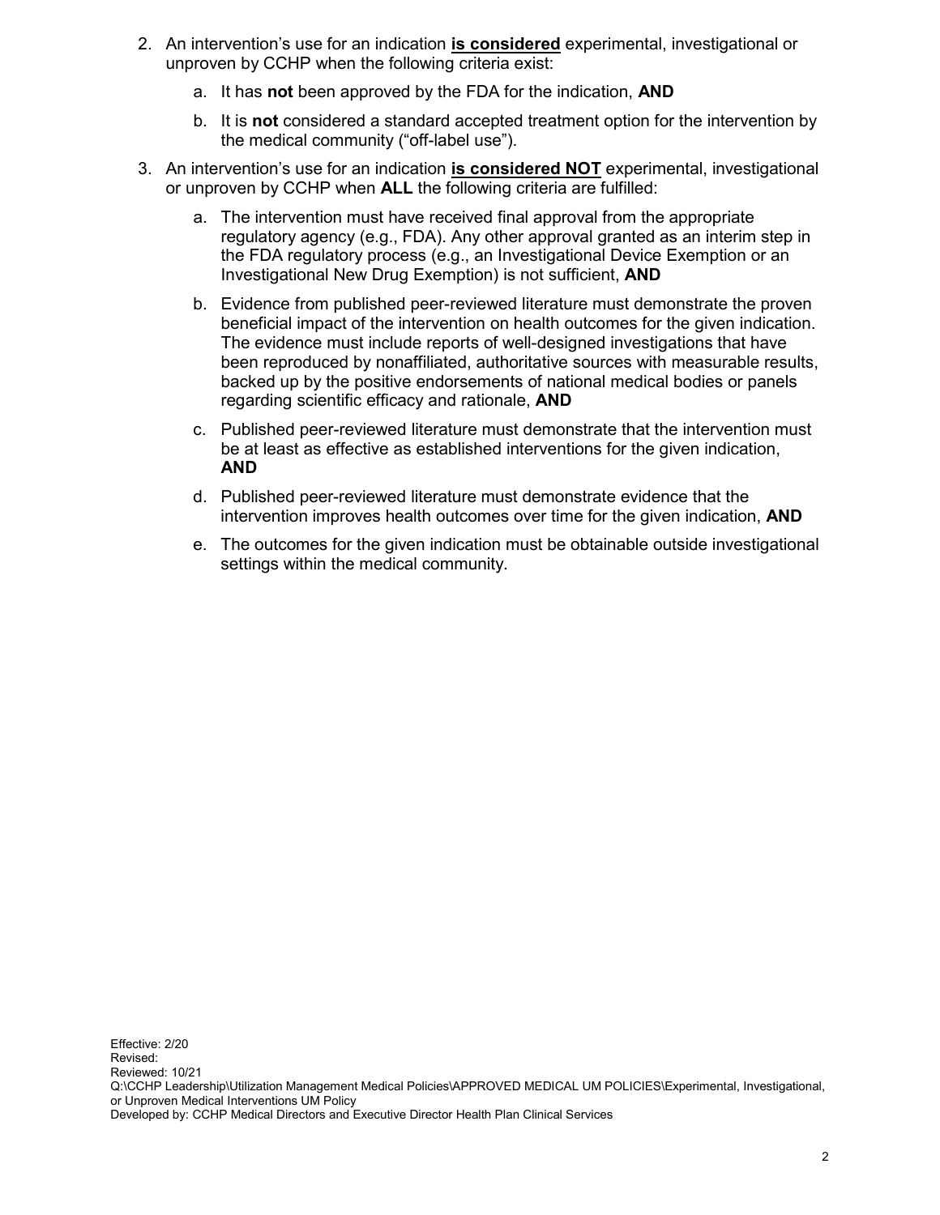2. An intervention's use for an indication **is considered** experimental, investigational or unproven by CCHP when the following criteria exist:

   a. It has **not** been approved by the FDA for the indication, **AND**

   b. It is **not** considered a standard accepted treatment option for the intervention by the medical community ("off-label use").

3. An intervention's use for an indication **is considered NOT** experimental, investigational or unproven by CCHP when **ALL** the following criteria are fulfilled:

   a. The intervention must have received final approval from the appropriate regulatory agency (e.g., FDA). Any other approval granted as an interim step in the FDA regulatory process (e.g., an Investigational Device Exemption or an Investigational New Drug Exemption) is not sufficient, **AND**

   b. Evidence from published peer-reviewed literature must demonstrate the proven beneficial impact of the intervention on health outcomes for the given indication. The evidence must include reports of well-designed investigations that have been reproduced by nonaffiliated, authoritative sources with measurable results, backed up by the positive endorsements of national medical bodies or panels regarding scientific efficacy and rationale, **AND**

   c. Published peer-reviewed literature must demonstrate that the intervention must be at least as effective as established interventions for the given indication, **AND**

   d. Published peer-reviewed literature must demonstrate evidence that the intervention improves health outcomes over time for the given indication, **AND**

   e. The outcomes for the given indication must be obtainable outside investigational settings within the medical community.

Effective: 2/20
Revised:
Reviewed: 10/21
Q:\CCHP Leadership\Utilization Management Medical Policies\APPROVED MEDICAL UM POLICIES\Experimental, Investigational, or Unproven Medical Interventions UM Policy
Developed by: CCHP Medical Directors and Executive Director Health Plan Clinical Services